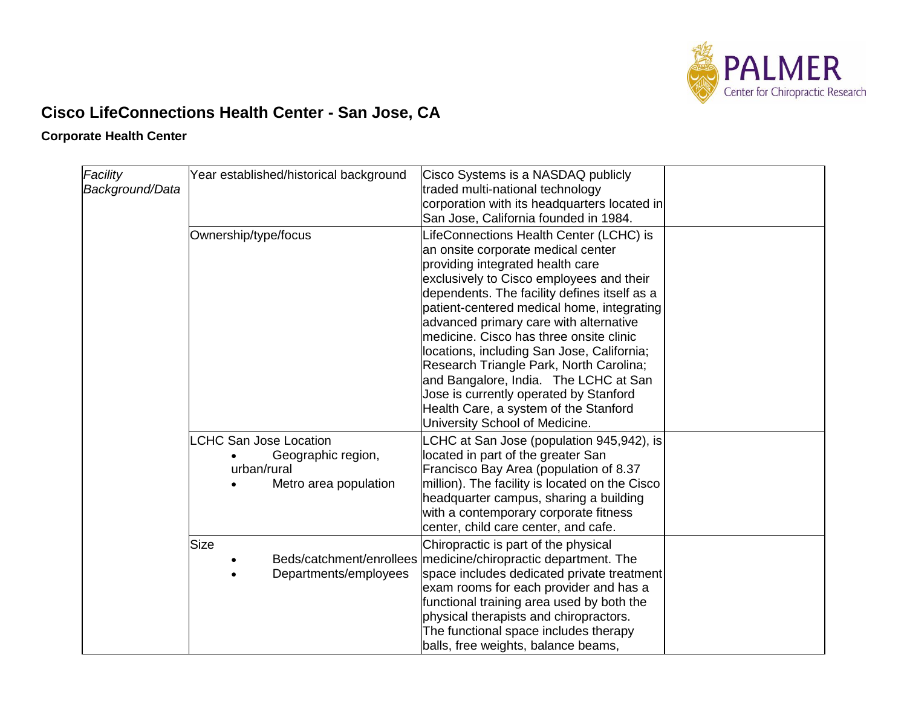## Cisco LifeConnections Health Center - San Jose, CA

### Corporate Health Center

| | | | |
|---|---|---|---|
| *Facility Background/Data* | Year established/historical background | Cisco Systems is a NASDAQ publicly traded multi-national technology corporation with its headquarters located in San Jose, California founded in 1984. | |
| | Ownership/type/focus | LifeConnections Health Center (LCHC) is an onsite corporate medical center providing integrated health care exclusively to Cisco employees and their dependents. The facility defines itself as a patient-centered medical home, integrating advanced primary care with alternative medicine. Cisco has three onsite clinic locations, including San Jose, California; Research Triangle Park, North Carolina; and Bangalore, India. The LCHC at San Jose is currently operated by Stanford Health Care, a system of the Stanford University School of Medicine. | |
| | LCHC San Jose Location<br>• Geographic region, urban/rural<br>• Metro area population | LCHC at San Jose (population 945,942), is located in part of the greater San Francisco Bay Area (population of 8.37 million). The facility is located on the Cisco headquarter campus, sharing a building with a contemporary corporate fitness center, child care center, and cafe. | |
| | Size<br>• Beds/catchment/enrollees<br>• Departments/employees | Chiropractic is part of the physical medicine/chiropractic department. The space includes dedicated private treatment exam rooms for each provider and has a functional training area used by both the physical therapists and chiropractors. The functional space includes therapy balls, free weights, balance beams, | |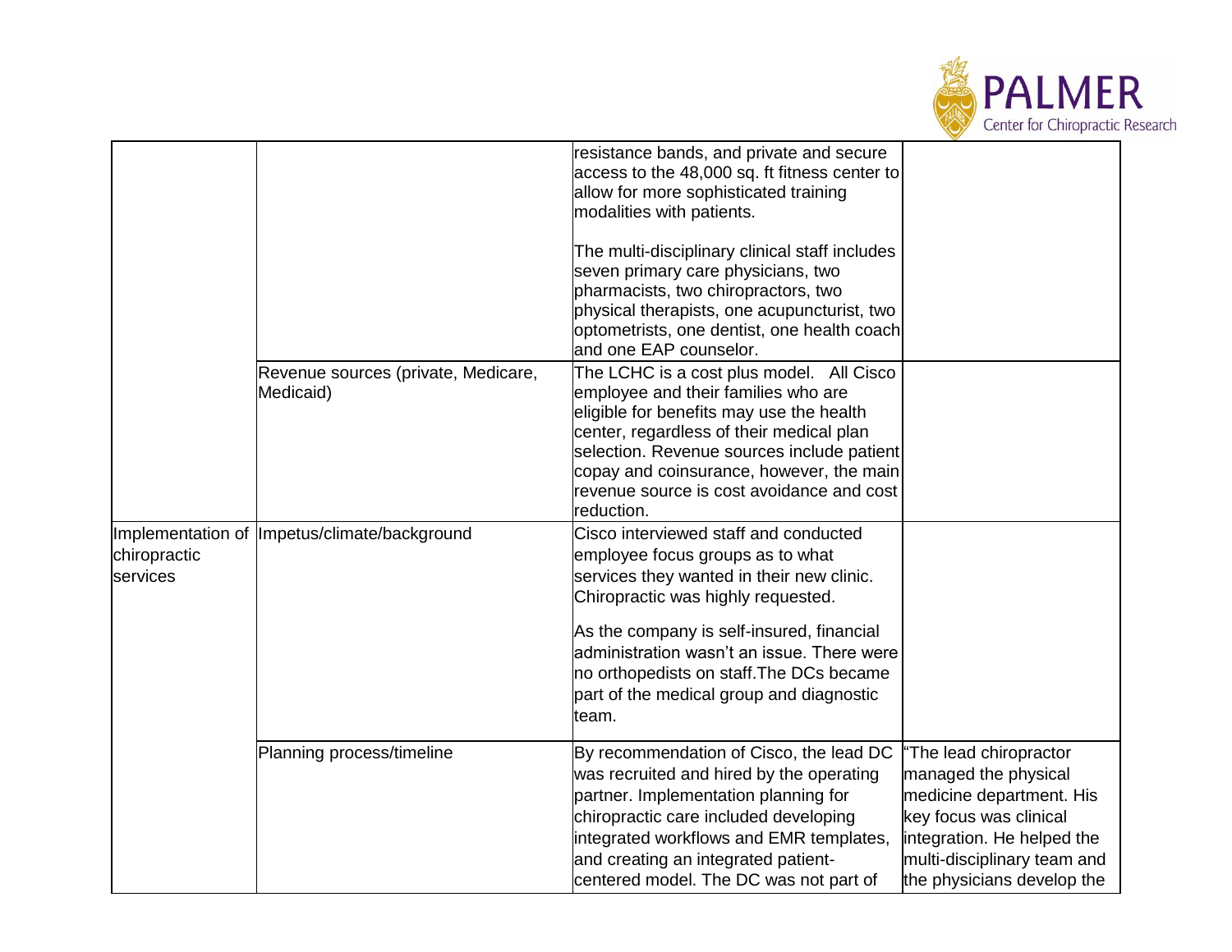| | | | |
|---|---|---|---|
| | | resistance bands, and private and secure access to the 48,000 sq. ft fitness center to allow for more sophisticated training modalities with patients.<br><br>The multi-disciplinary clinical staff includes seven primary care physicians, two pharmacists, two chiropractors, two physical therapists, one acupuncturist, two optometrists, one dentist, one health coach and one EAP counselor. | |
| | Revenue sources (private, Medicare, Medicaid) | The LCHC is a cost plus model. All Cisco employee and their families who are eligible for benefits may use the health center, regardless of their medical plan selection. Revenue sources include patient copay and coinsurance, however, the main revenue source is cost avoidance and cost reduction. | |
| Implementation of chiropractic services | Impetus/climate/background | Cisco interviewed staff and conducted employee focus groups as to what services they wanted in their new clinic. Chiropractic was highly requested.<br><br>As the company is self-insured, financial administration wasn't an issue. There were no orthopedists on staff.The DCs became part of the medical group and diagnostic team. | |
| | Planning process/timeline | By recommendation of Cisco, the lead DC was recruited and hired by the operating partner. Implementation planning for chiropractic care included developing integrated workflows and EMR templates, and creating an integrated patient-centered model. The DC was not part of | "The lead chiropractor managed the physical medicine department. His key focus was clinical integration. He helped the multi-disciplinary team and the physicians develop the |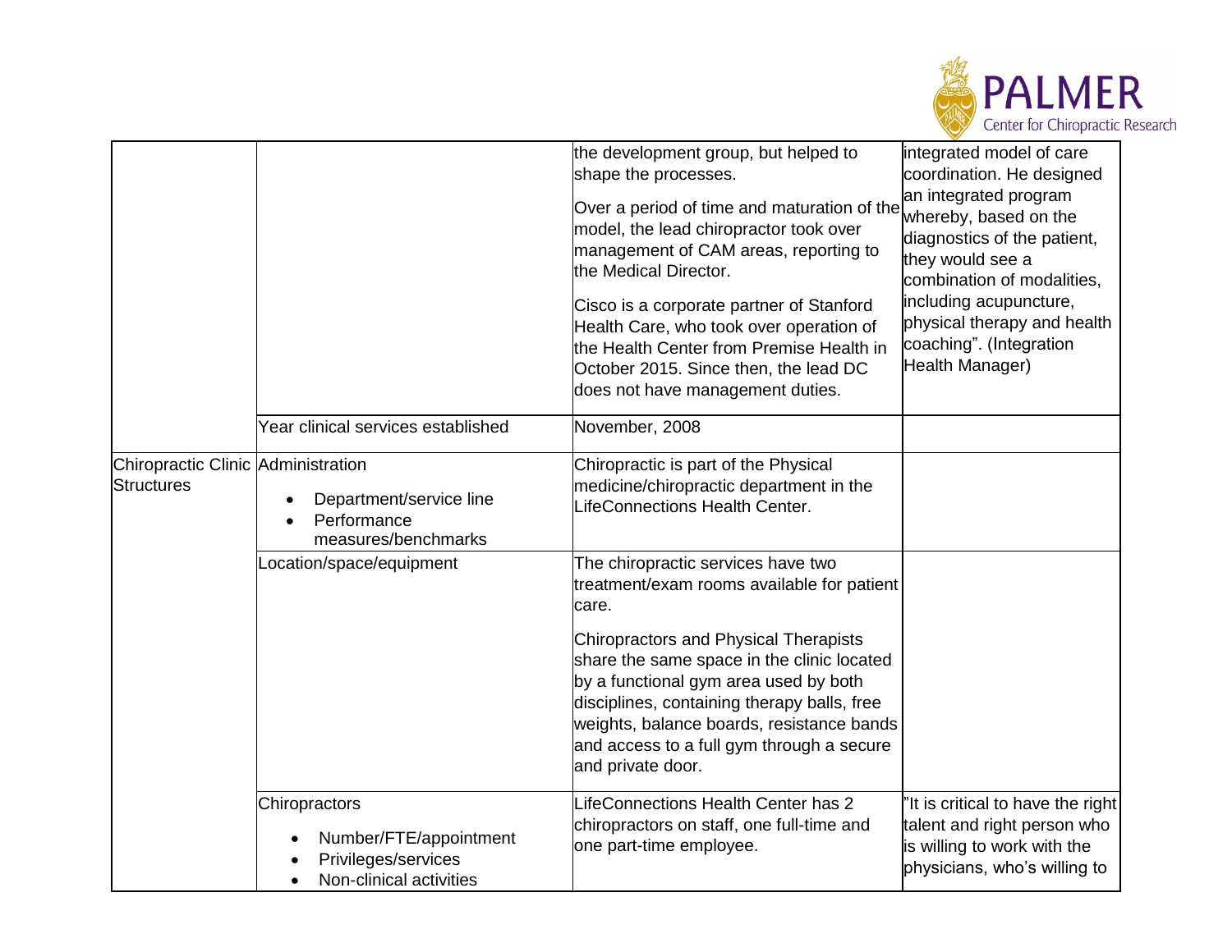| | | | |
|---|---|---|---|
| | | the development group, but helped to shape the processes.<br><br>Over a period of time and maturation of the model, the lead chiropractor took over management of CAM areas, reporting to the Medical Director.<br><br>Cisco is a corporate partner of Stanford Health Care, who took over operation of the Health Center from Premise Health in October 2015. Since then, the lead DC does not have management duties. | integrated model of care coordination. He designed an integrated program whereby, based on the diagnostics of the patient, they would see a combination of modalities, including acupuncture, physical therapy and health coaching". (Integration Health Manager) |
| | Year clinical services established | November, 2008 | |
| Chiropractic Clinic Structures | Administration<br>• Department/service line<br>• Performance measures/benchmarks | Chiropractic is part of the Physical medicine/chiropractic department in the LifeConnections Health Center. | |
| | Location/space/equipment | The chiropractic services have two treatment/exam rooms available for patient care.<br><br>Chiropractors and Physical Therapists share the same space in the clinic located by a functional gym area used by both disciplines, containing therapy balls, free weights, balance boards, resistance bands and access to a full gym through a secure and private door. | |
| | Chiropractors<br>• Number/FTE/appointment<br>• Privileges/services<br>• Non-clinical activities | LifeConnections Health Center has 2 chiropractors on staff, one full-time and one part-time employee. | "It is critical to have the right talent and right person who is willing to work with the physicians, who's willing to |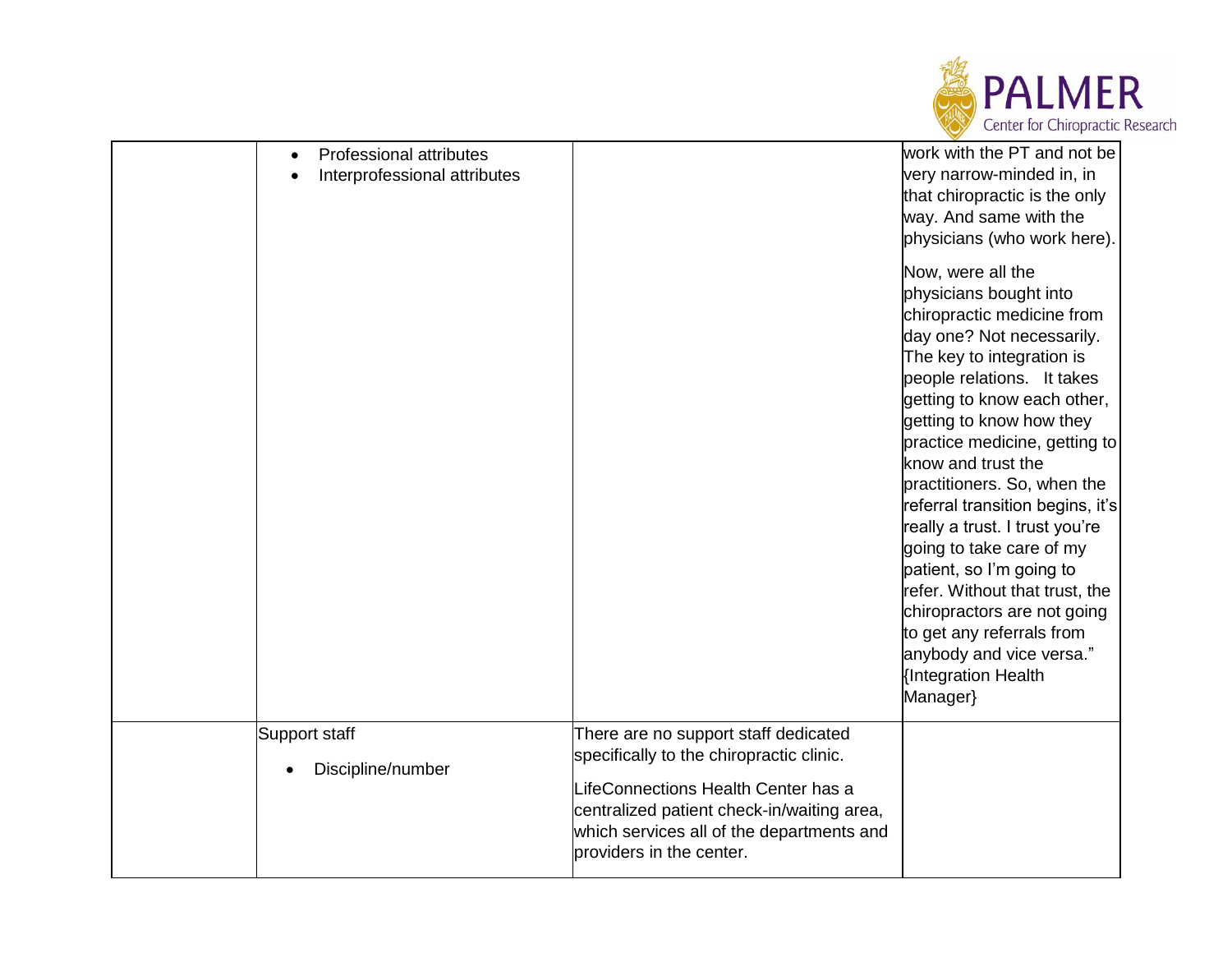| | | | |
|---|---|---|---|
| | • Professional attributes<br>• Interprofessional attributes | | work with the PT and not be very narrow-minded in, in that chiropractic is the only way. And same with the physicians (who work here).<br><br>Now, were all the physicians bought into chiropractic medicine from day one? Not necessarily. The key to integration is people relations. It takes getting to know each other, getting to know how they practice medicine, getting to know and trust the practitioners. So, when the referral transition begins, it's really a trust. I trust you're going to take care of my patient, so I'm going to refer. Without that trust, the chiropractors are not going to get any referrals from anybody and vice versa." {Integration Health Manager} |
| | Support staff<br>• Discipline/number | There are no support staff dedicated specifically to the chiropractic clinic.<br><br>LifeConnections Health Center has a centralized patient check-in/waiting area, which services all of the departments and providers in the center. | |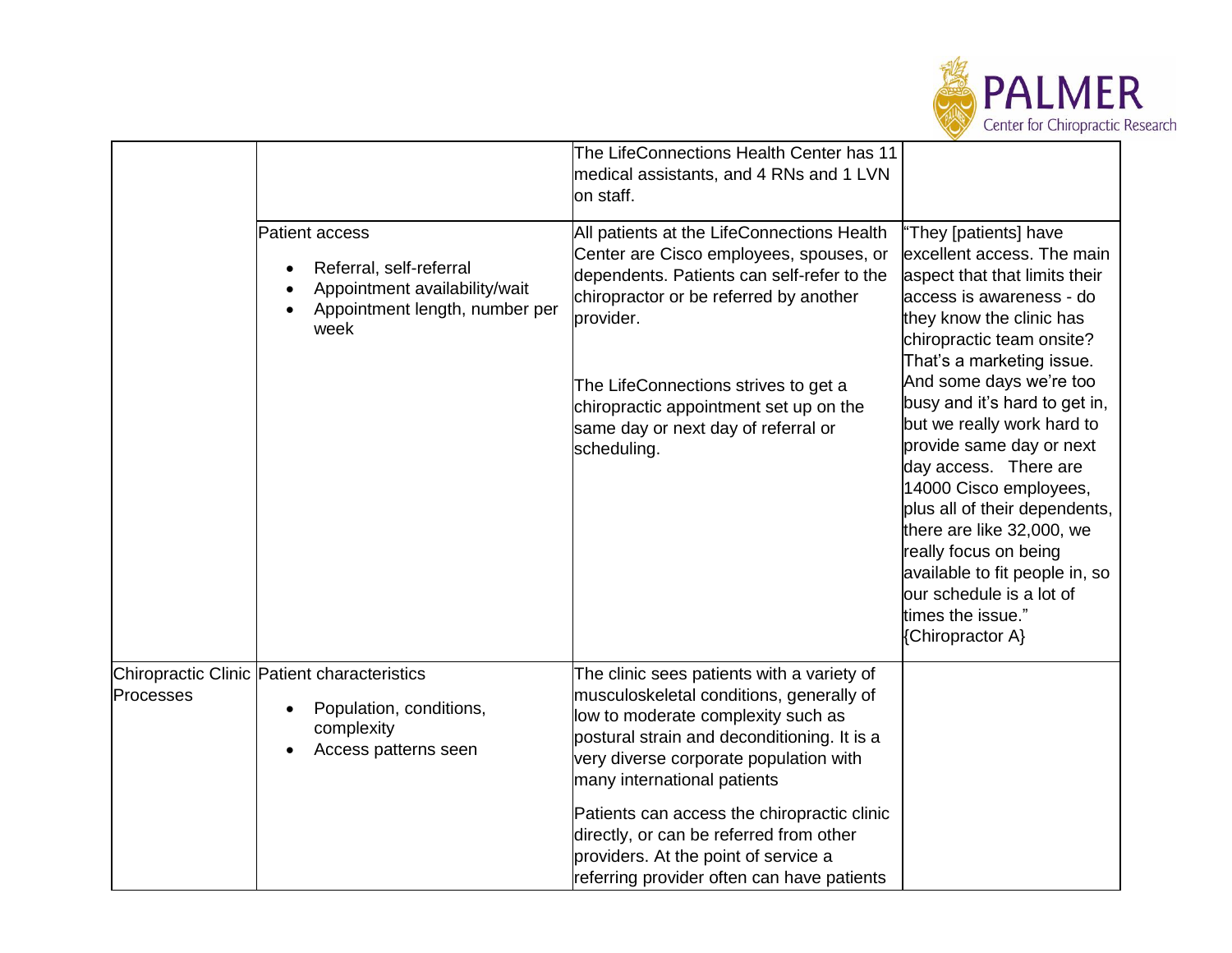| | | | |
|---|---|---|---|
| | | The LifeConnections Health Center has 11 medical assistants, and 4 RNs and 1 LVN on staff. | |
| | Patient access<br>• Referral, self-referral<br>• Appointment availability/wait<br>• Appointment length, number per week | All patients at the LifeConnections Health Center are Cisco employees, spouses, or dependents. Patients can self-refer to the chiropractor or be referred by another provider.<br><br>The LifeConnections strives to get a chiropractic appointment set up on the same day or next day of referral or scheduling. | "They [patients] have excellent access. The main aspect that that limits their access is awareness - do they know the clinic has chiropractic team onsite? That's a marketing issue. And some days we're too busy and it's hard to get in, but we really work hard to provide same day or next day access. There are 14000 Cisco employees, plus all of their dependents, there are like 32,000, we really focus on being available to fit people in, so our schedule is a lot of times the issue." {Chiropractor A} |
| Chiropractic Clinic Processes | Patient characteristics<br>• Population, conditions, complexity<br>• Access patterns seen | The clinic sees patients with a variety of musculoskeletal conditions, generally of low to moderate complexity such as postural strain and deconditioning. It is a very diverse corporate population with many international patients<br><br>Patients can access the chiropractic clinic directly, or can be referred from other providers. At the point of service a referring provider often can have patients | |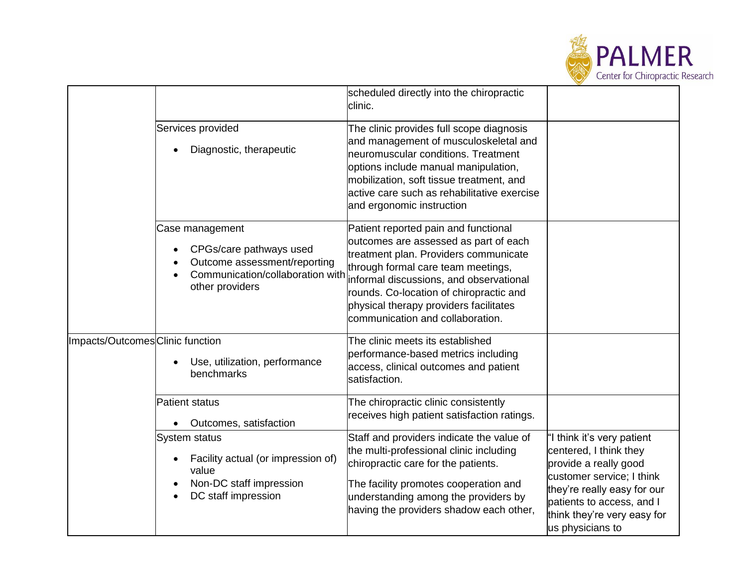| | | | |
|---|---|---|---|
| | | scheduled directly into the chiropractic clinic. | |
| | Services provided<br>• Diagnostic, therapeutic | The clinic provides full scope diagnosis and management of musculoskeletal and neuromuscular conditions. Treatment options include manual manipulation, mobilization, soft tissue treatment, and active care such as rehabilitative exercise and ergonomic instruction | |
| | Case management<br>• CPGs/care pathways used<br>• Outcome assessment/reporting<br>• Communication/collaboration with other providers | Patient reported pain and functional outcomes are assessed as part of each treatment plan. Providers communicate through formal care team meetings, informal discussions, and observational rounds. Co-location of chiropractic and physical therapy providers facilitates communication and collaboration. | |
| Impacts/Outcomes | Clinic function<br>• Use, utilization, performance benchmarks | The clinic meets its established performance-based metrics including access, clinical outcomes and patient satisfaction. | |
| | Patient status<br>• Outcomes, satisfaction | The chiropractic clinic consistently receives high patient satisfaction ratings. | |
| | System status<br>• Facility actual (or impression of) value<br>• Non-DC staff impression<br>• DC staff impression | Staff and providers indicate the value of the multi-professional clinic including chiropractic care for the patients.<br><br>The facility promotes cooperation and understanding among the providers by having the providers shadow each other, | "I think it's very patient centered, I think they provide a really good customer service; I think they're really easy for our patients to access, and I think they're very easy for us physicians to |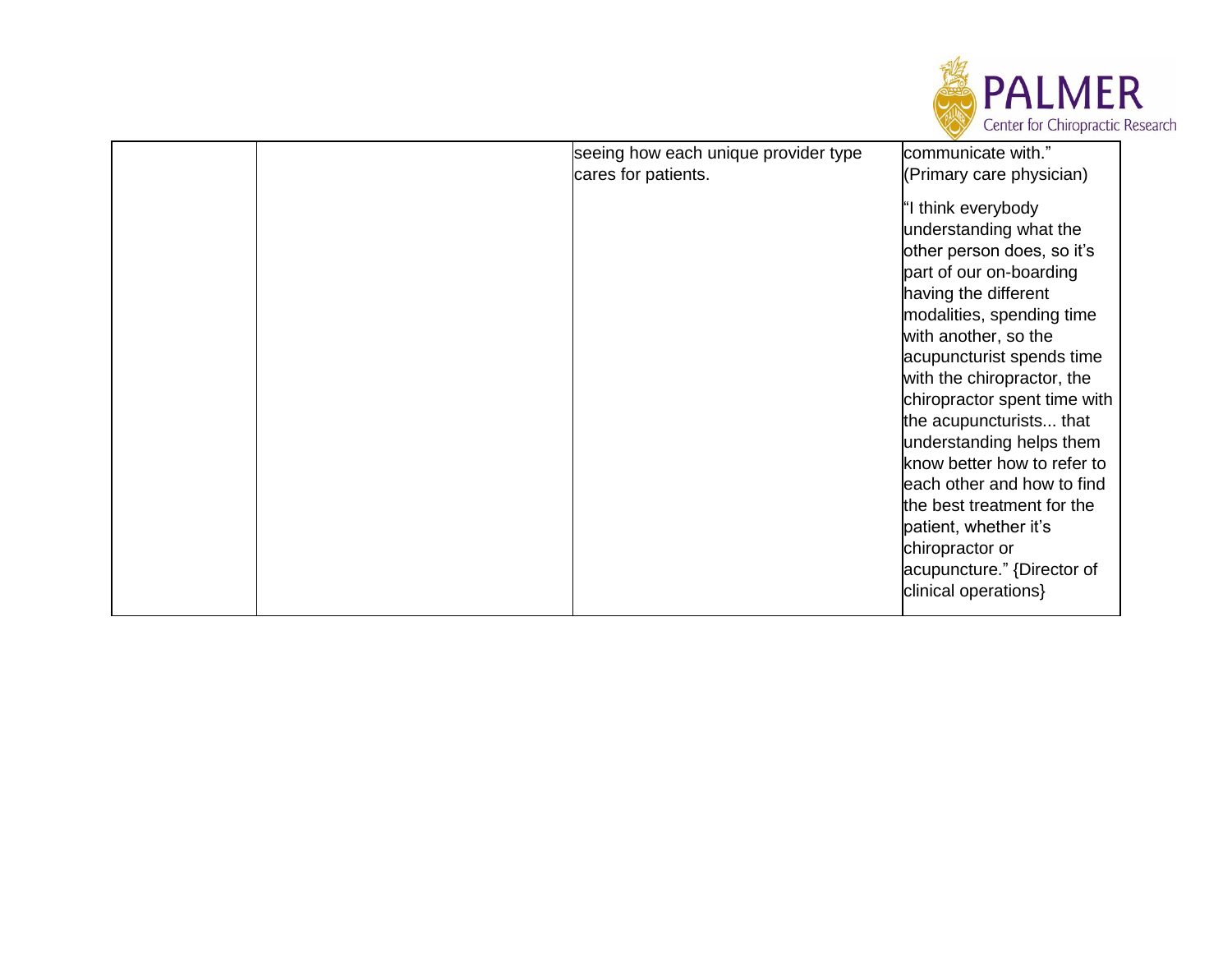| | | | |
|---|---|---|---|
| | | seeing how each unique provider type cares for patients. | communicate with." (Primary care physician)<br><br>"I think everybody understanding what the other person does, so it's part of our on-boarding having the different modalities, spending time with another, so the acupuncturist spends time with the chiropractor, the chiropractor spent time with the acupuncturists... that understanding helps them know better how to refer to each other and how to find the best treatment for the patient, whether it's chiropractor or acupuncture." {Director of clinical operations} |